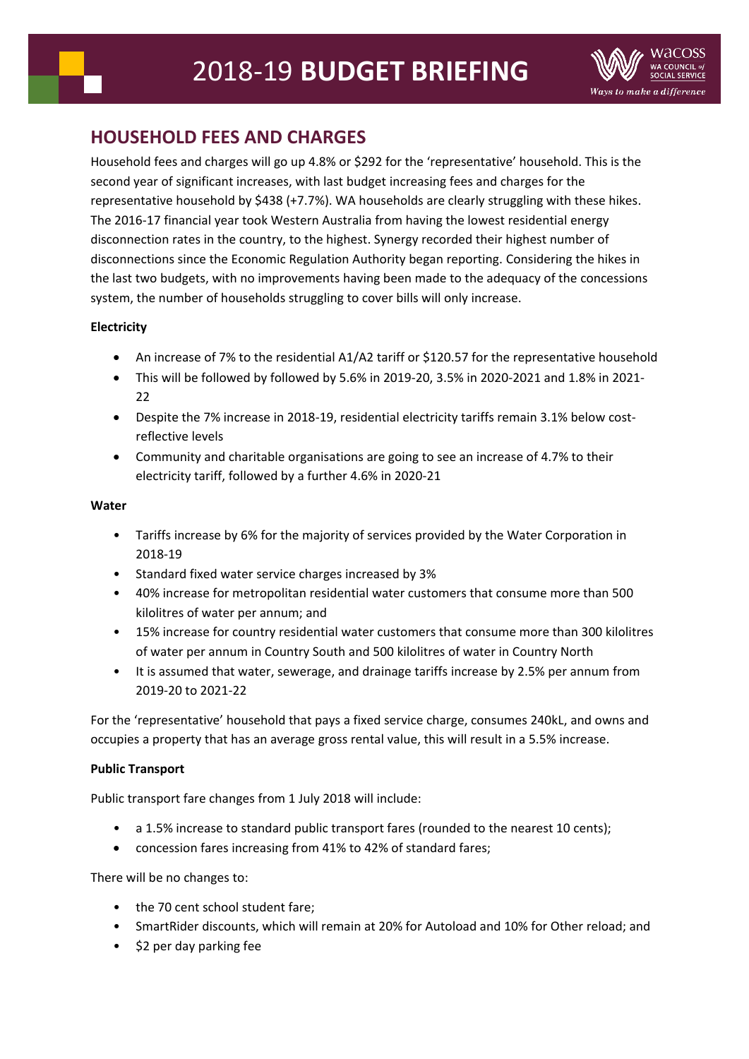# 2018-19 **BUDGET BRIEFING**

## HOUSEHOLD FEES AND CHARGES

Household fees and charges will go up 4.8% or $292 for the 'representative' household. This is the second year of significant increases, with last budget increasing fees and charges for the representative household by $438 (+7.7%). WA households are clearly struggling with these hikes. The 2016-17 financial year took Western Australia from having the lowest residential energy disconnection rates in the country, to the highest. Synergy recorded their highest number of disconnections since the Economic Regulation Authority began reporting. Considering the hikes in the last two budgets, with no improvements having been made to the adequacy of the concessions system, the number of households struggling to cover bills will only increase.

**Electricity**

- An increase of 7% to the residential A1/A2 tariff or $120.57 for the representative household
- This will be followed by followed by 5.6% in 2019-20, 3.5% in 2020-2021 and 1.8% in 2021-22
- Despite the 7% increase in 2018-19, residential electricity tariffs remain 3.1% below cost-reflective levels
- Community and charitable organisations are going to see an increase of 4.7% to their electricity tariff, followed by a further 4.6% in 2020-21

**Water**

- Tariffs increase by 6% for the majority of services provided by the Water Corporation in 2018-19
- Standard fixed water service charges increased by 3%
- 40% increase for metropolitan residential water customers that consume more than 500 kilolitres of water per annum; and
- 15% increase for country residential water customers that consume more than 300 kilolitres of water per annum in Country South and 500 kilolitres of water in Country North
- It is assumed that water, sewerage, and drainage tariffs increase by 2.5% per annum from 2019-20 to 2021-22

For the 'representative' household that pays a fixed service charge, consumes 240kL, and owns and occupies a property that has an average gross rental value, this will result in a 5.5% increase.

**Public Transport**

Public transport fare changes from 1 July 2018 will include:

- a 1.5% increase to standard public transport fares (rounded to the nearest 10 cents);
- concession fares increasing from 41% to 42% of standard fares;

There will be no changes to:

- the 70 cent school student fare;
- SmartRider discounts, which will remain at 20% for Autoload and 10% for Other reload; and
- $2 per day parking fee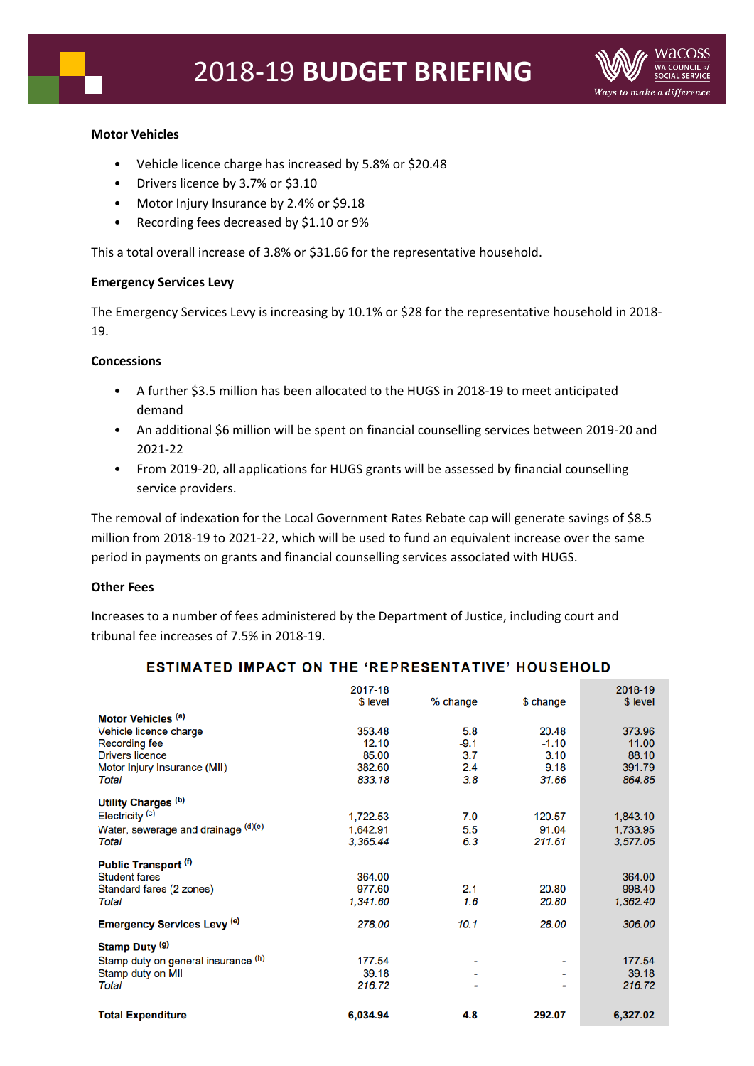### Motor Vehicles

- Vehicle licence charge has increased by 5.8% or $20.48
- Drivers licence by 3.7% or $3.10
- Motor Injury Insurance by 2.4% or $9.18
- Recording fees decreased by $1.10 or 9%

This a total overall increase of 3.8% or $31.66 for the representative household.

### Emergency Services Levy

The Emergency Services Levy is increasing by 10.1% or $28 for the representative household in 2018-19.

### Concessions

- A further $3.5 million has been allocated to the HUGS in 2018-19 to meet anticipated demand
- An additional $6 million will be spent on financial counselling services between 2019-20 and 2021-22
- From 2019-20, all applications for HUGS grants will be assessed by financial counselling service providers.

The removal of indexation for the Local Government Rates Rebate cap will generate savings of $8.5 million from 2018-19 to 2021-22, which will be used to fund an equivalent increase over the same period in payments on grants and financial counselling services associated with HUGS.

### Other Fees

Increases to a number of fees administered by the Department of Justice, including court and tribunal fee increases of 7.5% in 2018-19.

**ESTIMATED IMPACT ON THE 'REPRESENTATIVE' HOUSEHOLD**

| | 2017-18 $ level | % change | $ change | 2018-19 $ level |
|---|---|---|---|---|
| **Motor Vehicles** [(a)] | | | | |
| Vehicle licence charge | 353.48 | 5.8 | 20.48 | 373.96 |
| Recording fee | 12.10 | -9.1 | -1.10 | 11.00 |
| Drivers licence | 85.00 | 3.7 | 3.10 | 88.10 |
| Motor Injury Insurance (MII) | 382.60 | 2.4 | 9.18 | 391.79 |
| *Total* | *833.18* | *3.8* | *31.66* | *864.85* |
| **Utility Charges** [(b)] | | | | |
| Electricity [(c)] | 1,722.53 | 7.0 | 120.57 | 1,843.10 |
| Water, sewerage and drainage [(d)(e)] | 1,642.91 | 5.5 | 91.04 | 1,733.95 |
| *Total* | *3,365.44* | *6.3* | *211.61* | *3,577.05* |
| **Public Transport** [(f)] | | | | |
| Student fares | 364.00 | - | - | 364.00 |
| Standard fares (2 zones) | 977.60 | 2.1 | 20.80 | 998.40 |
| *Total* | *1,341.60* | *1.6* | *20.80* | *1,362.40* |
| **Emergency Services Levy** [(e)] | *278.00* | *10.1* | *28.00* | *306.00* |
| **Stamp Duty** [(g)] | | | | |
| Stamp duty on general insurance [(h)] | 177.54 | - | - | 177.54 |
| Stamp duty on MII | 39.18 | - | - | 39.18 |
| *Total* | *216.72* | - | - | *216.72* |
| **Total Expenditure** | **6,034.94** | **4.8** | **292.07** | **6,327.02** |